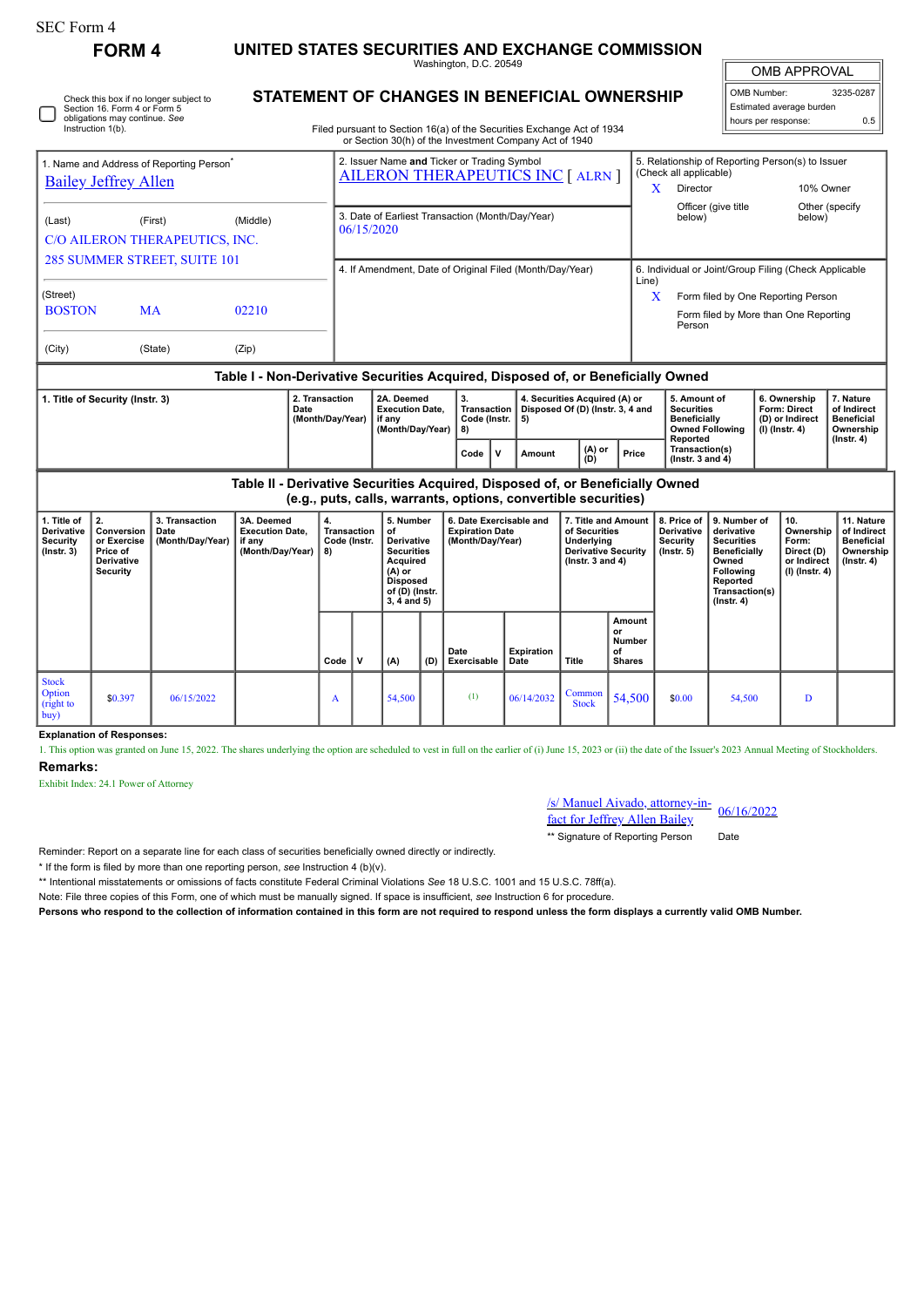SEC Form 4

**FORM 4**

# UNITED STATES SECURITIES AND EXCHANGE COMMISSION

Washington, D.C. 20549

## STATEMENT OF CHANGES IN BENEFICIAL OWNERSHIP

Check this box if no longer subject to Section 16. Form 4 or Form 5 obligations may continue. *See* Instruction 1(b).

Filed pursuant to Section 16(a) of the Securities Exchange Act of 1934 or Section 30(h) of the Investment Company Act of 1940

| OMB APPROVAL | |
|---|---|
| OMB Number: | 3235-0287 |
| Estimated average burden | |
| hours per response: | 0.5 |

1. Name and Address of Reporting Person*
Bailey Jeffrey Allen

(Last) (First) (Middle)
C/O AILERON THERAPEUTICS, INC.
285 SUMMER STREET, SUITE 101

(Street)
BOSTON MA 02210

(City) (State) (Zip)

2. Issuer Name **and** Ticker or Trading Symbol
AILERON THERAPEUTICS INC [ ALRN ]

3. Date of Earliest Transaction (Month/Day/Year)
06/15/2020

4. If Amendment, Date of Original Filed (Month/Day/Year)

5. Relationship of Reporting Person(s) to Issuer (Check all applicable)
X Director
10% Owner
Officer (give title below)
Other (specify below)

6. Individual or Joint/Group Filing (Check Applicable Line)
X Form filed by One Reporting Person
Form filed by More than One Reporting Person

### Table I - Non-Derivative Securities Acquired, Disposed of, or Beneficially Owned

| 1. Title of Security (Instr. 3) | 2. Transaction Date (Month/Day/Year) | 2A. Deemed Execution Date, if any (Month/Day/Year) | 3. Transaction Code (Instr. 8) | | 4. Securities Acquired (A) or Disposed Of (D) (Instr. 3, 4 and 5) | | | 5. Amount of Securities Beneficially Owned Following Reported Transaction(s) (Instr. 3 and 4) | 6. Ownership Form: Direct (D) or Indirect (I) (Instr. 4) | 7. Nature of Indirect Beneficial Ownership (Instr. 4) |
|---|---|---|---|---|---|---|---|---|---|---|
| | | | Code | V | Amount | (A) or (D) | Price | | | |

### Table II - Derivative Securities Acquired, Disposed of, or Beneficially Owned (e.g., puts, calls, warrants, options, convertible securities)

| 1. Title of Derivative Security (Instr. 3) | 2. Conversion or Exercise Price of Derivative Security | 3. Transaction Date (Month/Day/Year) | 3A. Deemed Execution Date, if any (Month/Day/Year) | 4. Transaction Code (Instr. 8) | | 5. Number of Derivative Securities Acquired (A) or Disposed of (D) (Instr. 3, 4 and 5) | | 6. Date Exercisable and Expiration Date (Month/Day/Year) | | 7. Title and Amount of Securities Underlying Derivative Security (Instr. 3 and 4) | | 8. Price of Derivative Security (Instr. 5) | 9. Number of derivative Securities Beneficially Owned Following Reported Transaction(s) (Instr. 4) | 10. Ownership Form: Direct (D) or Indirect (I) (Instr. 4) | 11. Nature of Indirect Beneficial Ownership (Instr. 4) |
|---|---|---|---|---|---|---|---|---|---|---|---|---|---|---|---|
| | | | | Code | V | (A) | (D) | Date Exercisable | Expiration Date | Title | Amount or Number of Shares | | | | |
| Stock Option (right to buy) | $0.397 | 06/15/2022 | | A | | 54,500 | | (1) | 06/14/2032 | Common Stock | 54,500 | $0.00 | 54,500 | D | |

**Explanation of Responses:**

1. This option was granted on June 15, 2022. The shares underlying the option are scheduled to vest in full on the earlier of (i) June 15, 2023 or (ii) the date of the Issuer's 2023 Annual Meeting of Stockholders.

**Remarks:**

Exhibit Index: 24.1 Power of Attorney

/s/ Manuel Aivado, attorney-in-fact for Jeffrey Allen Bailey 06/16/2022

** Signature of Reporting Person Date

Reminder: Report on a separate line for each class of securities beneficially owned directly or indirectly.

\* If the form is filed by more than one reporting person, *see* Instruction 4 (b)(v).

** Intentional misstatements or omissions of facts constitute Federal Criminal Violations *See* 18 U.S.C. 1001 and 15 U.S.C. 78ff(a).

Note: File three copies of this Form, one of which must be manually signed. If space is insufficient, *see* Instruction 6 for procedure.

**Persons who respond to the collection of information contained in this form are not required to respond unless the form displays a currently valid OMB Number.**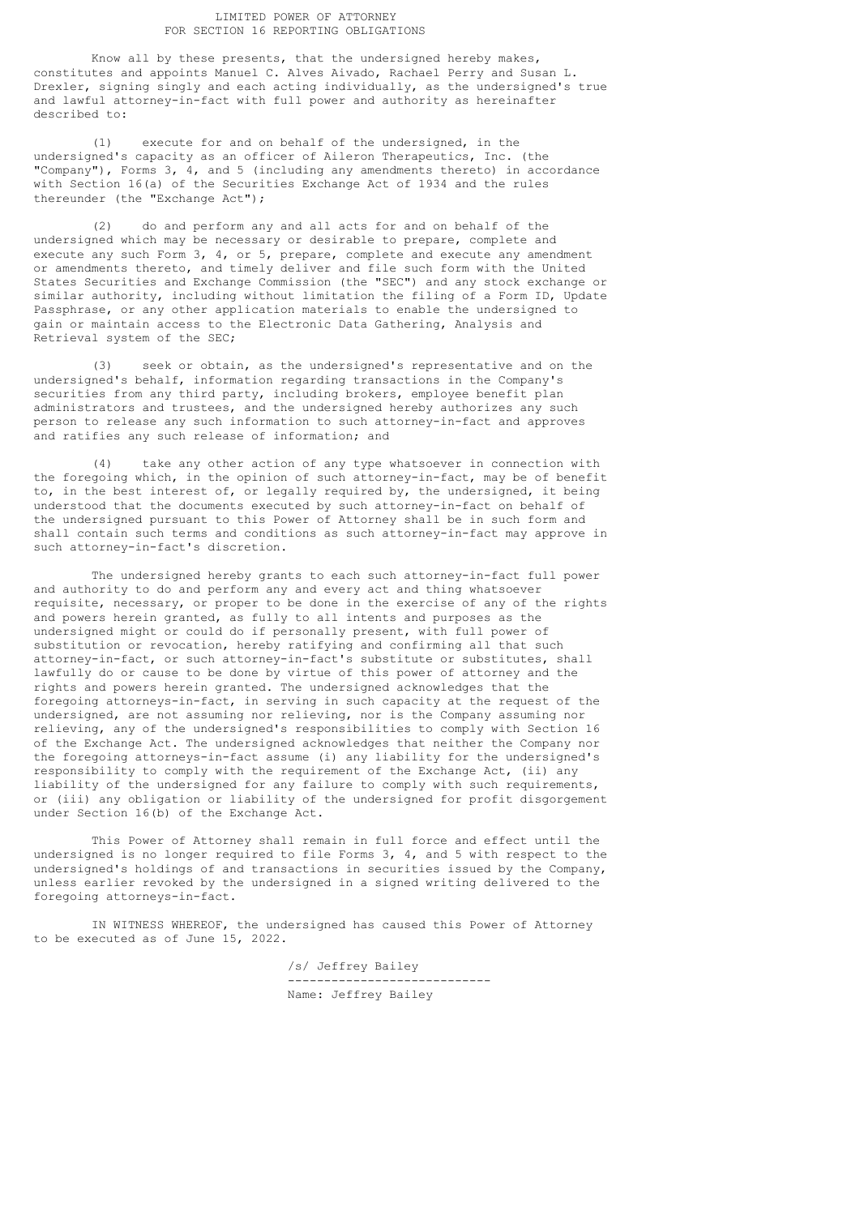# LIMITED POWER OF ATTORNEY
# FOR SECTION 16 REPORTING OBLIGATIONS

Know all by these presents, that the undersigned hereby makes, constitutes and appoints Manuel C. Alves Aivado, Rachael Perry and Susan L. Drexler, signing singly and each acting individually, as the undersigned's true and lawful attorney-in-fact with full power and authority as hereinafter described to:

(1) execute for and on behalf of the undersigned, in the undersigned's capacity as an officer of Aileron Therapeutics, Inc. (the "Company"), Forms 3, 4, and 5 (including any amendments thereto) in accordance with Section 16(a) of the Securities Exchange Act of 1934 and the rules thereunder (the "Exchange Act");

(2) do and perform any and all acts for and on behalf of the undersigned which may be necessary or desirable to prepare, complete and execute any such Form 3, 4, or 5, prepare, complete and execute any amendment or amendments thereto, and timely deliver and file such form with the United States Securities and Exchange Commission (the "SEC") and any stock exchange or similar authority, including without limitation the filing of a Form ID, Update Passphrase, or any other application materials to enable the undersigned to gain or maintain access to the Electronic Data Gathering, Analysis and Retrieval system of the SEC;

(3) seek or obtain, as the undersigned's representative and on the undersigned's behalf, information regarding transactions in the Company's securities from any third party, including brokers, employee benefit plan administrators and trustees, and the undersigned hereby authorizes any such person to release any such information to such attorney-in-fact and approves and ratifies any such release of information; and

(4) take any other action of any type whatsoever in connection with the foregoing which, in the opinion of such attorney-in-fact, may be of benefit to, in the best interest of, or legally required by, the undersigned, it being understood that the documents executed by such attorney-in-fact on behalf of the undersigned pursuant to this Power of Attorney shall be in such form and shall contain such terms and conditions as such attorney-in-fact may approve in such attorney-in-fact's discretion.

The undersigned hereby grants to each such attorney-in-fact full power and authority to do and perform any and every act and thing whatsoever requisite, necessary, or proper to be done in the exercise of any of the rights and powers herein granted, as fully to all intents and purposes as the undersigned might or could do if personally present, with full power of substitution or revocation, hereby ratifying and confirming all that such attorney-in-fact, or such attorney-in-fact's substitute or substitutes, shall lawfully do or cause to be done by virtue of this power of attorney and the rights and powers herein granted. The undersigned acknowledges that the foregoing attorneys-in-fact, in serving in such capacity at the request of the undersigned, are not assuming nor relieving, nor is the Company assuming nor relieving, any of the undersigned's responsibilities to comply with Section 16 of the Exchange Act. The undersigned acknowledges that neither the Company nor the foregoing attorneys-in-fact assume (i) any liability for the undersigned's responsibility to comply with the requirement of the Exchange Act, (ii) any liability of the undersigned for any failure to comply with such requirements, or (iii) any obligation or liability of the undersigned for profit disgorgement under Section 16(b) of the Exchange Act.

This Power of Attorney shall remain in full force and effect until the undersigned is no longer required to file Forms 3, 4, and 5 with respect to the undersigned's holdings of and transactions in securities issued by the Company, unless earlier revoked by the undersigned in a signed writing delivered to the foregoing attorneys-in-fact.

IN WITNESS WHEREOF, the undersigned has caused this Power of Attorney to be executed as of June 15, 2022.

/s/ Jeffrey Bailey

----------------------------

Name: Jeffrey Bailey